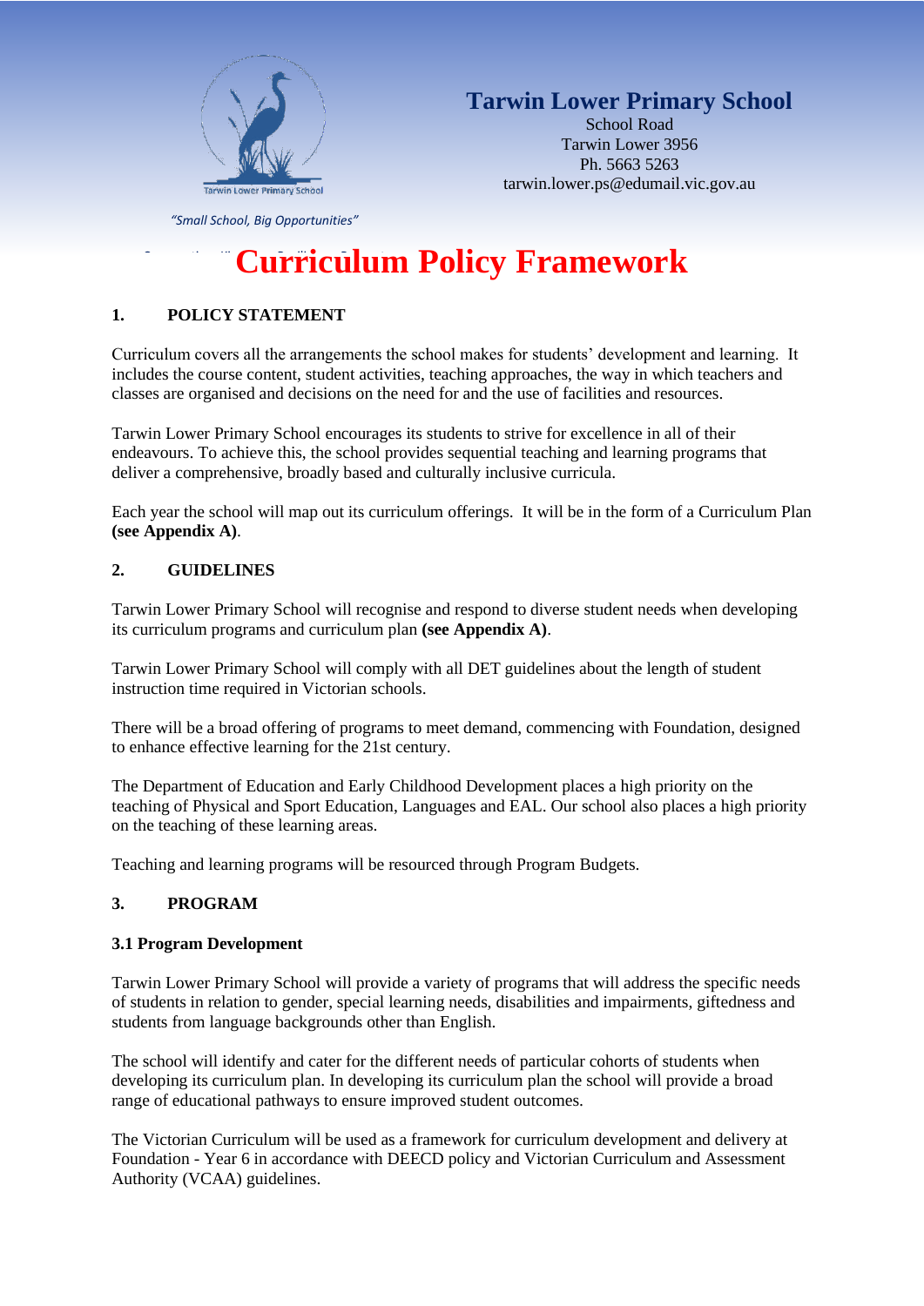**Tarwin Lower Primary School**
School Road
Tarwin Lower 3956
Ph. 5663 5263
tarwin.lower.ps@edumail.vic.gov.au

*"Small School, Big Opportunities"*

# Curriculum Policy Framework

## 1. POLICY STATEMENT

Curriculum covers all the arrangements the school makes for students' development and learning. It includes the course content, student activities, teaching approaches, the way in which teachers and classes are organised and decisions on the need for and the use of facilities and resources.

Tarwin Lower Primary School encourages its students to strive for excellence in all of their endeavours. To achieve this, the school provides sequential teaching and learning programs that deliver a comprehensive, broadly based and culturally inclusive curricula.

Each year the school will map out its curriculum offerings. It will be in the form of a Curriculum Plan **(see Appendix A)**.

## 2. GUIDELINES

Tarwin Lower Primary School will recognise and respond to diverse student needs when developing its curriculum programs and curriculum plan **(see Appendix A)**.

Tarwin Lower Primary School will comply with all DET guidelines about the length of student instruction time required in Victorian schools.

There will be a broad offering of programs to meet demand, commencing with Foundation, designed to enhance effective learning for the 21st century.

The Department of Education and Early Childhood Development places a high priority on the teaching of Physical and Sport Education, Languages and EAL. Our school also places a high priority on the teaching of these learning areas.

Teaching and learning programs will be resourced through Program Budgets.

## 3. PROGRAM

### 3.1 Program Development

Tarwin Lower Primary School will provide a variety of programs that will address the specific needs of students in relation to gender, special learning needs, disabilities and impairments, giftedness and students from language backgrounds other than English.

The school will identify and cater for the different needs of particular cohorts of students when developing its curriculum plan. In developing its curriculum plan the school will provide a broad range of educational pathways to ensure improved student outcomes.

The Victorian Curriculum will be used as a framework for curriculum development and delivery at Foundation - Year 6 in accordance with DEECD policy and Victorian Curriculum and Assessment Authority (VCAA) guidelines.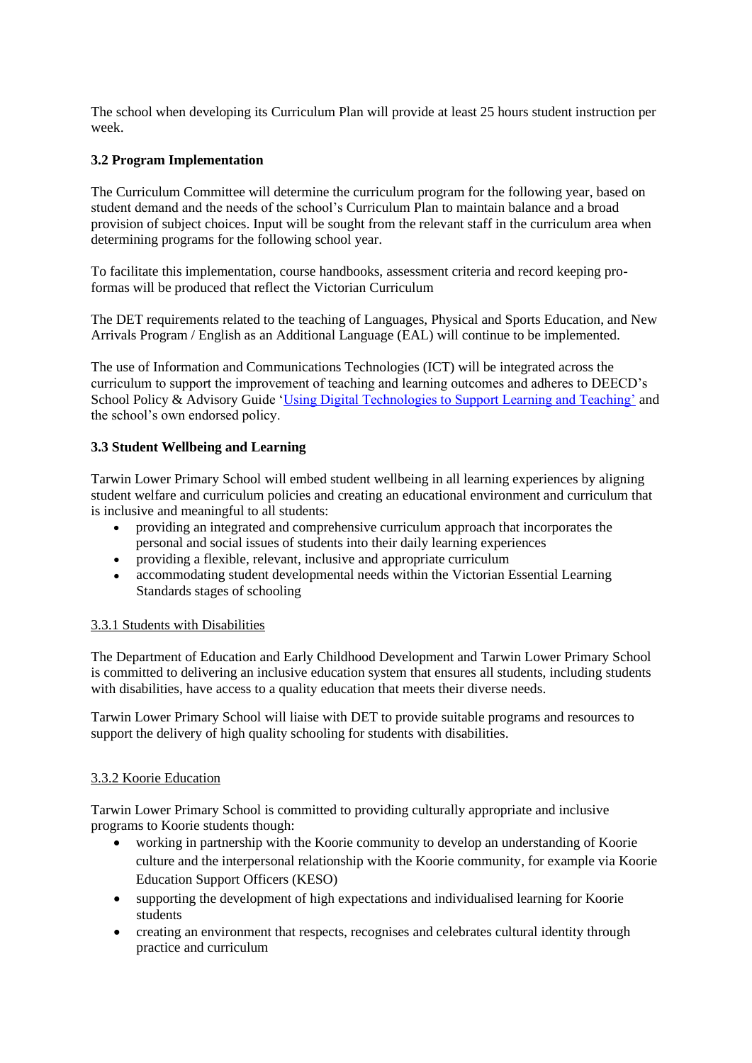The school when developing its Curriculum Plan will provide at least 25 hours student instruction per week.

**3.2 Program Implementation**

The Curriculum Committee will determine the curriculum program for the following year, based on student demand and the needs of the school's Curriculum Plan to maintain balance and a broad provision of subject choices. Input will be sought from the relevant staff in the curriculum area when determining programs for the following school year.

To facilitate this implementation, course handbooks, assessment criteria and record keeping pro-formas will be produced that reflect the Victorian Curriculum

The DET requirements related to the teaching of Languages, Physical and Sports Education, and New Arrivals Program / English as an Additional Language (EAL) will continue to be implemented.

The use of Information and Communications Technologies (ICT) will be integrated across the curriculum to support the improvement of teaching and learning outcomes and adheres to DEECD's School Policy & Advisory Guide 'Using Digital Technologies to Support Learning and Teaching' and the school's own endorsed policy.

**3.3 Student Wellbeing and Learning**

Tarwin Lower Primary School will embed student wellbeing in all learning experiences by aligning student welfare and curriculum policies and creating an educational environment and curriculum that is inclusive and meaningful to all students:

- providing an integrated and comprehensive curriculum approach that incorporates the personal and social issues of students into their daily learning experiences
- providing a flexible, relevant, inclusive and appropriate curriculum
- accommodating student developmental needs within the Victorian Essential Learning Standards stages of schooling

3.3.1 Students with Disabilities

The Department of Education and Early Childhood Development and Tarwin Lower Primary School is committed to delivering an inclusive education system that ensures all students, including students with disabilities, have access to a quality education that meets their diverse needs.

Tarwin Lower Primary School will liaise with DET to provide suitable programs and resources to support the delivery of high quality schooling for students with disabilities.

3.3.2 Koorie Education

Tarwin Lower Primary School is committed to providing culturally appropriate and inclusive programs to Koorie students though:

- working in partnership with the Koorie community to develop an understanding of Koorie culture and the interpersonal relationship with the Koorie community, for example via Koorie Education Support Officers (KESO)
- supporting the development of high expectations and individualised learning for Koorie students
- creating an environment that respects, recognises and celebrates cultural identity through practice and curriculum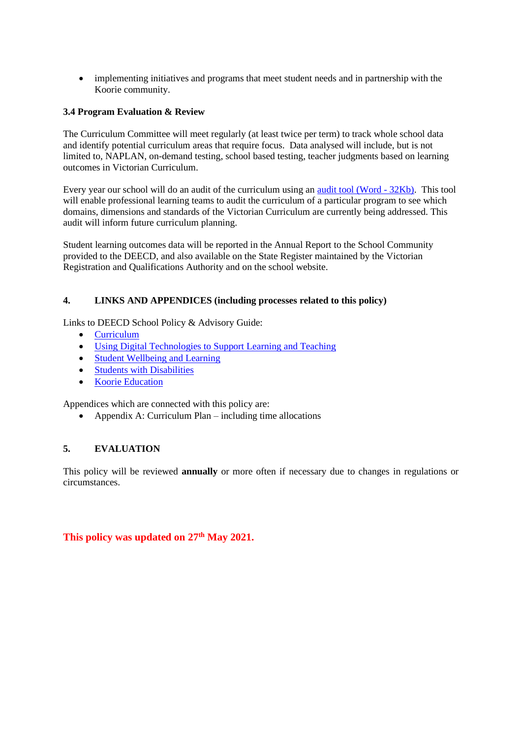- implementing initiatives and programs that meet student needs and in partnership with the Koorie community.

### 3.4 Program Evaluation & Review

The Curriculum Committee will meet regularly (at least twice per term) to track whole school data and identify potential curriculum areas that require focus. Data analysed will include, but is not limited to, NAPLAN, on-demand testing, school based testing, teacher judgments based on learning outcomes in Victorian Curriculum.

Every year our school will do an audit of the curriculum using an audit tool (Word - 32Kb). This tool will enable professional learning teams to audit the curriculum of a particular program to see which domains, dimensions and standards of the Victorian Curriculum are currently being addressed. This audit will inform future curriculum planning.

Student learning outcomes data will be reported in the Annual Report to the School Community provided to the DEECD, and also available on the State Register maintained by the Victorian Registration and Qualifications Authority and on the school website.

## 4. LINKS AND APPENDICES (including processes related to this policy)

Links to DEECD School Policy & Advisory Guide:

- Curriculum
- Using Digital Technologies to Support Learning and Teaching
- Student Wellbeing and Learning
- Students with Disabilities
- Koorie Education

Appendices which are connected with this policy are:

- Appendix A: Curriculum Plan – including time allocations

## 5. EVALUATION

This policy will be reviewed **annually** or more often if necessary due to changes in regulations or circumstances.

**This policy was updated on 27th May 2021.**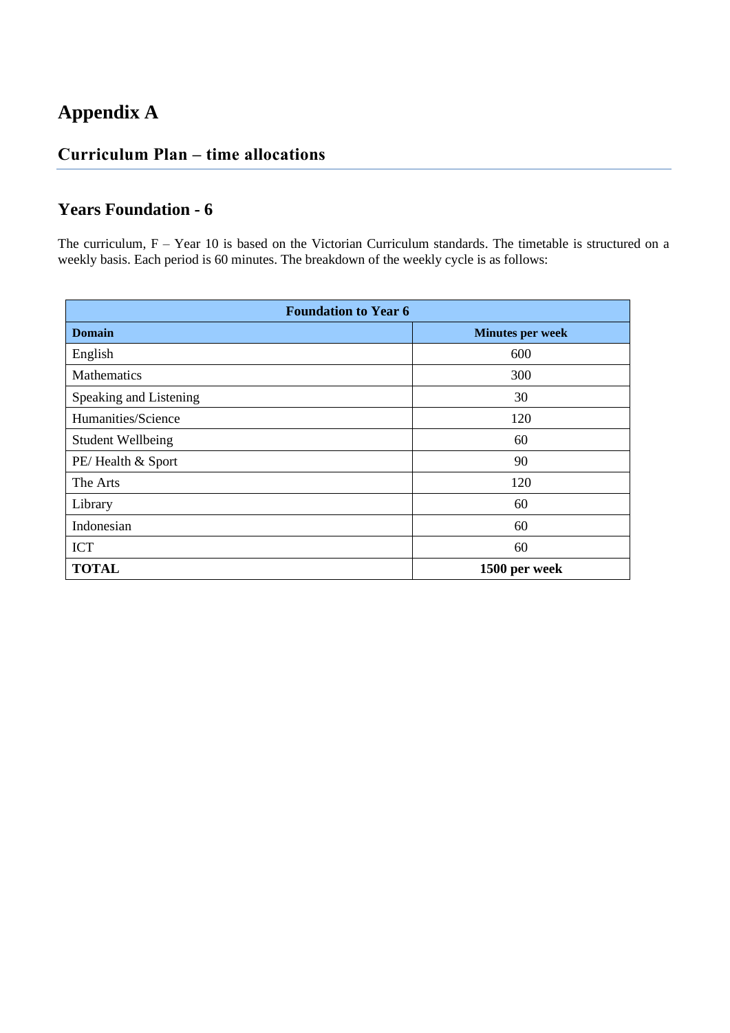# Appendix A

## Curriculum Plan – time allocations

### Years Foundation - 6

The curriculum, F – Year 10 is based on the Victorian Curriculum standards. The timetable is structured on a weekly basis. Each period is 60 minutes. The breakdown of the weekly cycle is as follows:

| Foundation to Year 6 | |
|---|---|
| **Domain** | **Minutes per week** |
| English | 600 |
| Mathematics | 300 |
| Speaking and Listening | 30 |
| Humanities/Science | 120 |
| Student Wellbeing | 60 |
| PE/ Health & Sport | 90 |
| The Arts | 120 |
| Library | 60 |
| Indonesian | 60 |
| ICT | 60 |
| **TOTAL** | **1500 per week** |